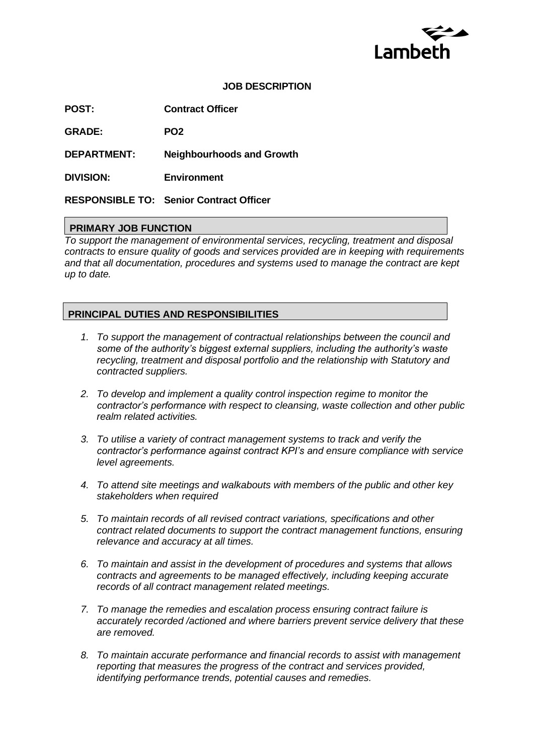Lambeth

## JOB DESCRIPTION

**POST:** **Contract Officer**

**GRADE:** **PO2**

**DEPARTMENT:** **Neighbourhoods and Growth**

**DIVISION:** **Environment**

**RESPONSIBLE TO:** **Senior Contract Officer**

### PRIMARY JOB FUNCTION

*To support the management of environmental services, recycling, treatment and disposal contracts to ensure quality of goods and services provided are in keeping with requirements and that all documentation, procedures and systems used to manage the contract are kept up to date.*

### PRINCIPAL DUTIES AND RESPONSIBILITIES

1. *To support the management of contractual relationships between the council and some of the authority's biggest external suppliers, including the authority's waste recycling, treatment and disposal portfolio and the relationship with Statutory and contracted suppliers.*

2. *To develop and implement a quality control inspection regime to monitor the contractor's performance with respect to cleansing, waste collection and other public realm related activities.*

3. *To utilise a variety of contract management systems to track and verify the contractor's performance against contract KPI's and ensure compliance with service level agreements.*

4. *To attend site meetings and walkabouts with members of the public and other key stakeholders when required*

5. *To maintain records of all revised contract variations, specifications and other contract related documents to support the contract management functions, ensuring relevance and accuracy at all times.*

6. *To maintain and assist in the development of procedures and systems that allows contracts and agreements to be managed effectively, including keeping accurate records of all contract management related meetings.*

7. *To manage the remedies and escalation process ensuring contract failure is accurately recorded /actioned and where barriers prevent service delivery that these are removed.*

8. *To maintain accurate performance and financial records to assist with management reporting that measures the progress of the contract and services provided, identifying performance trends, potential causes and remedies.*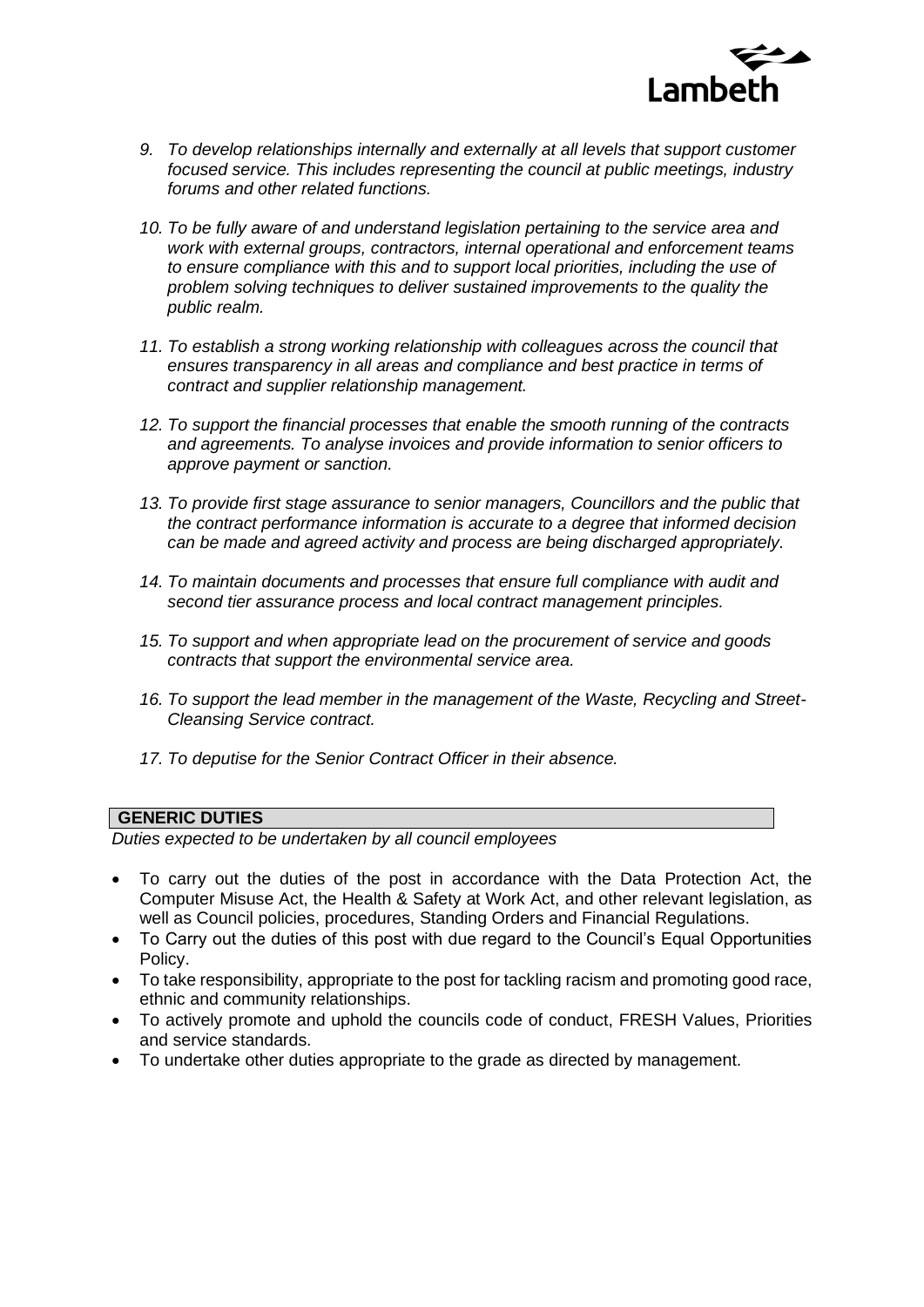9. *To develop relationships internally and externally at all levels that support customer focused service. This includes representing the council at public meetings, industry forums and other related functions.*

10. *To be fully aware of and understand legislation pertaining to the service area and work with external groups, contractors, internal operational and enforcement teams to ensure compliance with this and to support local priorities, including the use of problem solving techniques to deliver sustained improvements to the quality the public realm.*

11. *To establish a strong working relationship with colleagues across the council that ensures transparency in all areas and compliance and best practice in terms of contract and supplier relationship management.*

12. *To support the financial processes that enable the smooth running of the contracts and agreements. To analyse invoices and provide information to senior officers to approve payment or sanction.*

13. *To provide first stage assurance to senior managers, Councillors and the public that the contract performance information is accurate to a degree that informed decision can be made and agreed activity and process are being discharged appropriately.*

14. *To maintain documents and processes that ensure full compliance with audit and second tier assurance process and local contract management principles.*

15. *To support and when appropriate lead on the procurement of service and goods contracts that support the environmental service area.*

16. *To support the lead member in the management of the Waste, Recycling and Street-Cleansing Service contract.*

17. *To deputise for the Senior Contract Officer in their absence.*

**GENERIC DUTIES**

*Duties expected to be undertaken by all council employees*

- To carry out the duties of the post in accordance with the Data Protection Act, the Computer Misuse Act, the Health & Safety at Work Act, and other relevant legislation, as well as Council policies, procedures, Standing Orders and Financial Regulations.
- To Carry out the duties of this post with due regard to the Council's Equal Opportunities Policy.
- To take responsibility, appropriate to the post for tackling racism and promoting good race, ethnic and community relationships.
- To actively promote and uphold the councils code of conduct, FRESH Values, Priorities and service standards.
- To undertake other duties appropriate to the grade as directed by management.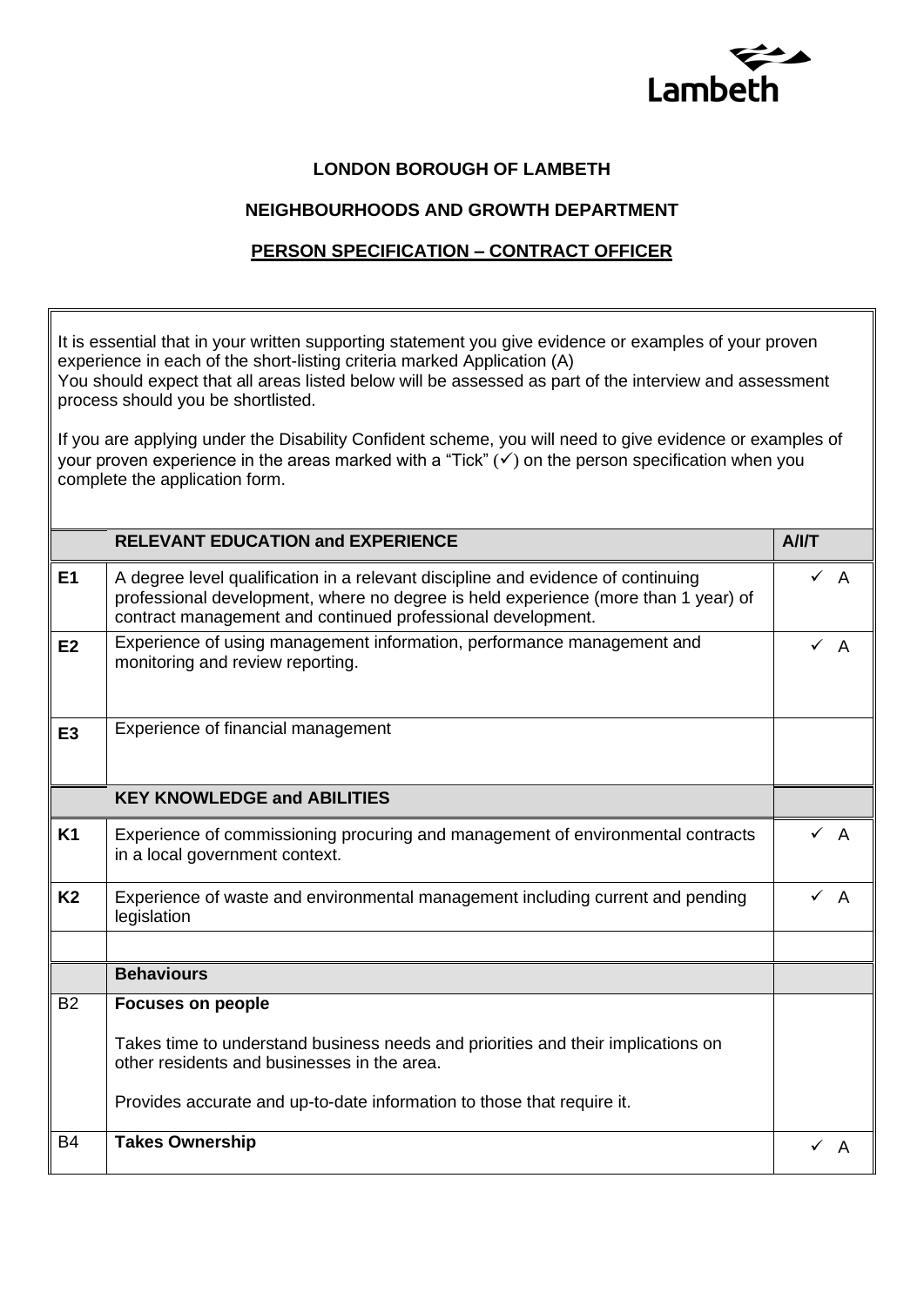Lambeth

**LONDON BOROUGH OF LAMBETH**

**NEIGHBOURHOODS AND GROWTH DEPARTMENT**

**PERSON SPECIFICATION – CONTRACT OFFICER**

It is essential that in your written supporting statement you give evidence or examples of your proven experience in each of the short-listing criteria marked Application (A)
You should expect that all areas listed below will be assessed as part of the interview and assessment process should you be shortlisted.

If you are applying under the Disability Confident scheme, you will need to give evidence or examples of your proven experience in the areas marked with a "Tick" (✓) on the person specification when you complete the application form.

| | RELEVANT EDUCATION and EXPERIENCE | A/I/T |
|---|---|---|
| **E1** | A degree level qualification in a relevant discipline and evidence of continuing professional development, where no degree is held experience (more than 1 year) of contract management and continued professional development. | ✓ A |
| **E2** | Experience of using management information, performance management and monitoring and review reporting. | ✓ A |
| **E3** | Experience of financial management | |
| | **KEY KNOWLEDGE and ABILITIES** | |
| **K1** | Experience of commissioning procuring and management of environmental contracts in a local government context. | ✓ A |
| **K2** | Experience of waste and environmental management including current and pending legislation | ✓ A |
| | | |
| | **Behaviours** | |
| B2 | **Focuses on people**<br><br>Takes time to understand business needs and priorities and their implications on other residents and businesses in the area.<br><br>Provides accurate and up-to-date information to those that require it. | |
| B4 | **Takes Ownership** | ✓ A |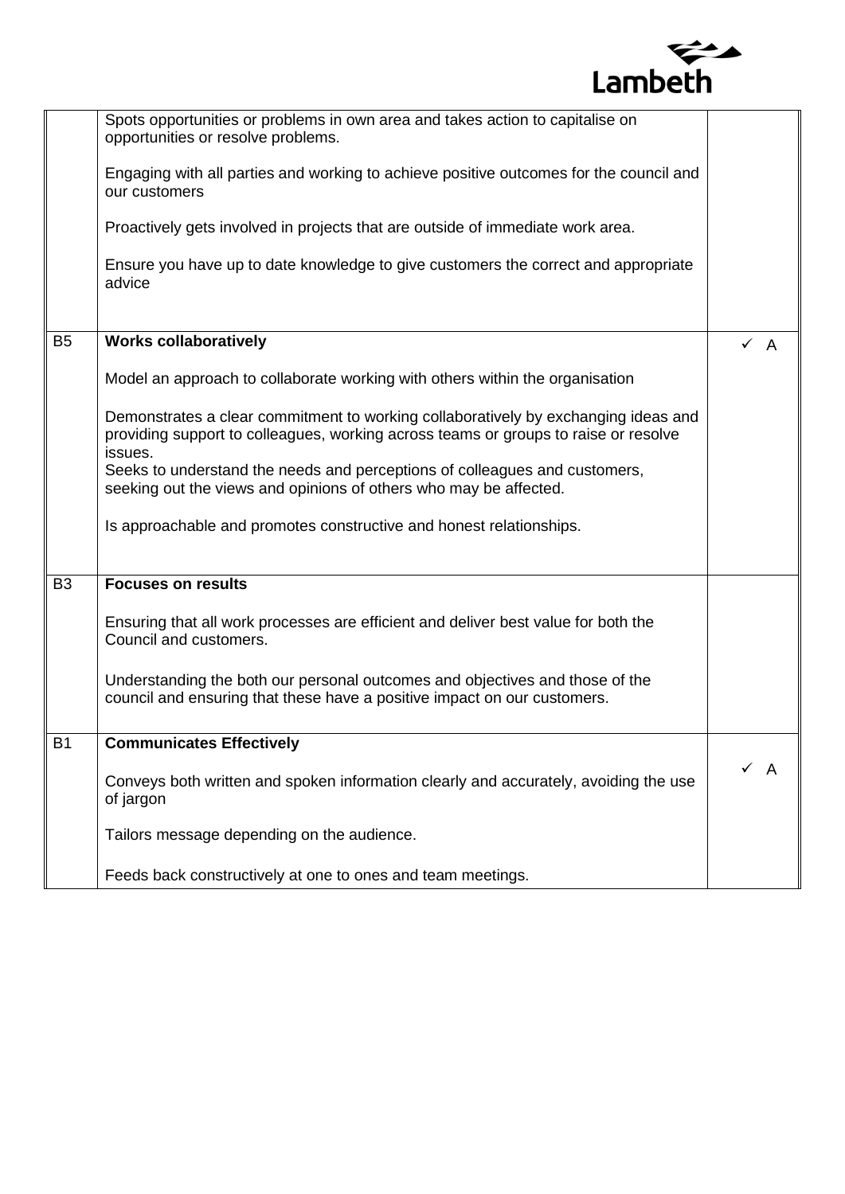| | | |
|---|---|---|
| | Spots opportunities or problems in own area and takes action to capitalise on opportunities or resolve problems.<br><br>Engaging with all parties and working to achieve positive outcomes for the council and our customers<br><br>Proactively gets involved in projects that are outside of immediate work area.<br><br>Ensure you have up to date knowledge to give customers the correct and appropriate advice | |
| B5 | **Works collaboratively**<br><br>Model an approach to collaborate working with others within the organisation<br><br>Demonstrates a clear commitment to working collaboratively by exchanging ideas and providing support to colleagues, working across teams or groups to raise or resolve issues.<br>Seeks to understand the needs and perceptions of colleagues and customers, seeking out the views and opinions of others who may be affected.<br><br>Is approachable and promotes constructive and honest relationships. | ✓ A |
| B3 | **Focuses on results**<br><br>Ensuring that all work processes are efficient and deliver best value for both the Council and customers.<br><br>Understanding the both our personal outcomes and objectives and those of the council and ensuring that these have a positive impact on our customers. | |
| B1 | **Communicates Effectively**<br><br>Conveys both written and spoken information clearly and accurately, avoiding the use of jargon<br><br>Tailors message depending on the audience.<br><br>Feeds back constructively at one to ones and team meetings. | ✓ A |